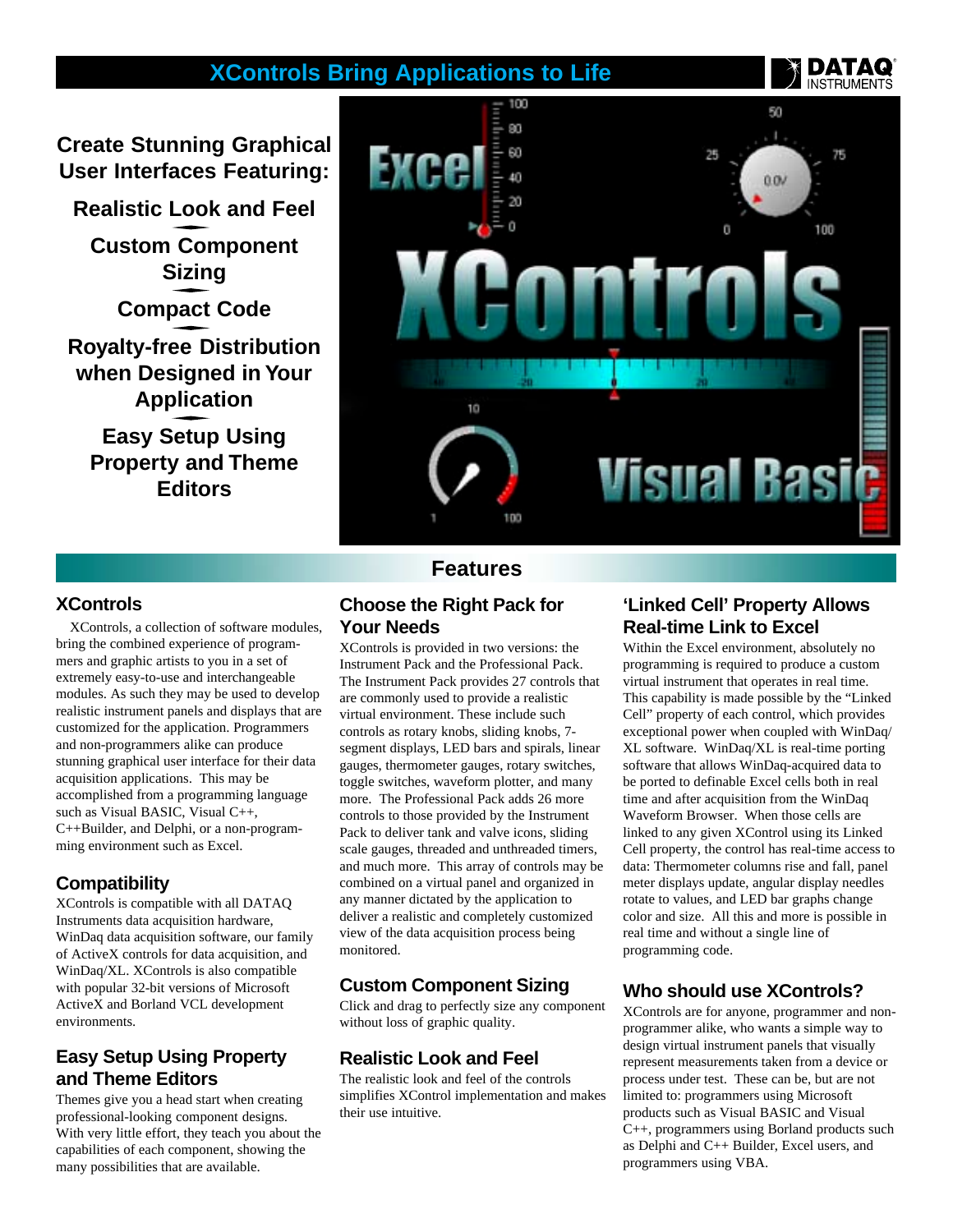# XControls Bring Applications to Life

## Create Stunning Graphical User Interfaces Featuring:

**Realistic Look and Feel**

**Custom Component Sizing**

**Compact Code**

**Royalty-free Distribution when Designed in Your Application**

**Easy Setup Using Property and Theme Editors**

## Features

### XControls

XControls, a collection of software modules, bring the combined experience of programmers and graphic artists to you in a set of extremely easy-to-use and interchangeable modules. As such they may be used to develop realistic instrument panels and displays that are customized for the application. Programmers and non-programmers alike can produce stunning graphical user interface for their data acquisition applications. This may be accomplished from a programming language such as Visual BASIC, Visual C++, C++Builder, and Delphi, or a non-programming environment such as Excel.

### Compatibility

XControls is compatible with all DATAQ Instruments data acquisition hardware, WinDaq data acquisition software, our family of ActiveX controls for data acquisition, and WinDaq/XL. XControls is also compatible with popular 32-bit versions of Microsoft ActiveX and Borland VCL development environments.

### Easy Setup Using Property and Theme Editors

Themes give you a head start when creating professional-looking component designs. With very little effort, they teach you about the capabilities of each component, showing the many possibilities that are available.

### Choose the Right Pack for Your Needs

XControls is provided in two versions: the Instrument Pack and the Professional Pack. The Instrument Pack provides 27 controls that are commonly used to produce a realistic virtual environment. These include such controls as rotary knobs, sliding knobs, 7-segment displays, LED bars and spirals, linear gauges, thermometer gauges, rotary switches, toggle switches, waveform plotter, and many more. The Professional Pack adds 26 more controls to those provided by the Instrument Pack to deliver tank and valve icons, sliding scale gauges, threaded and unthreaded timers, and much more. This array of controls may be combined on a virtual panel and organized in any manner dictated by the application to deliver a realistic and completely customized view of the data acquisition process being monitored.

### Custom Component Sizing

Click and drag to perfectly size any component without loss of graphic quality.

### Realistic Look and Feel

The realistic look and feel of the controls simplifies XControl implementation and makes their use intuitive.

### 'Linked Cell' Property Allows Real-time Link to Excel

Within the Excel environment, absolutely no programming is required to produce a custom virtual instrument that operates in real time. This capability is made possible by the "Linked Cell" property of each control, which provides exceptional power when coupled with WinDaq/XL software. WinDaq/XL is real-time porting software that allows WinDaq-acquired data to be ported to definable Excel cells both in real time and after acquisition from the WinDaq Waveform Browser. When those cells are linked to any given XControl using its Linked Cell property, the control has real-time access to data: Thermometer columns rise and fall, panel meter displays update, angular display needles rotate to values, and LED bar graphs change color and size. All this and more is possible in real time and without a single line of programming code.

### Who should use XControls?

XControls are for anyone, programmer and non-programmer alike, who wants a simple way to design virtual instrument panels that visually represent measurements taken from a device or process under test. These can be, but are not limited to: programmers using Microsoft products such as Visual BASIC and Visual C++, programmers using Borland products such as Delphi and C++ Builder, Excel users, and programmers using VBA.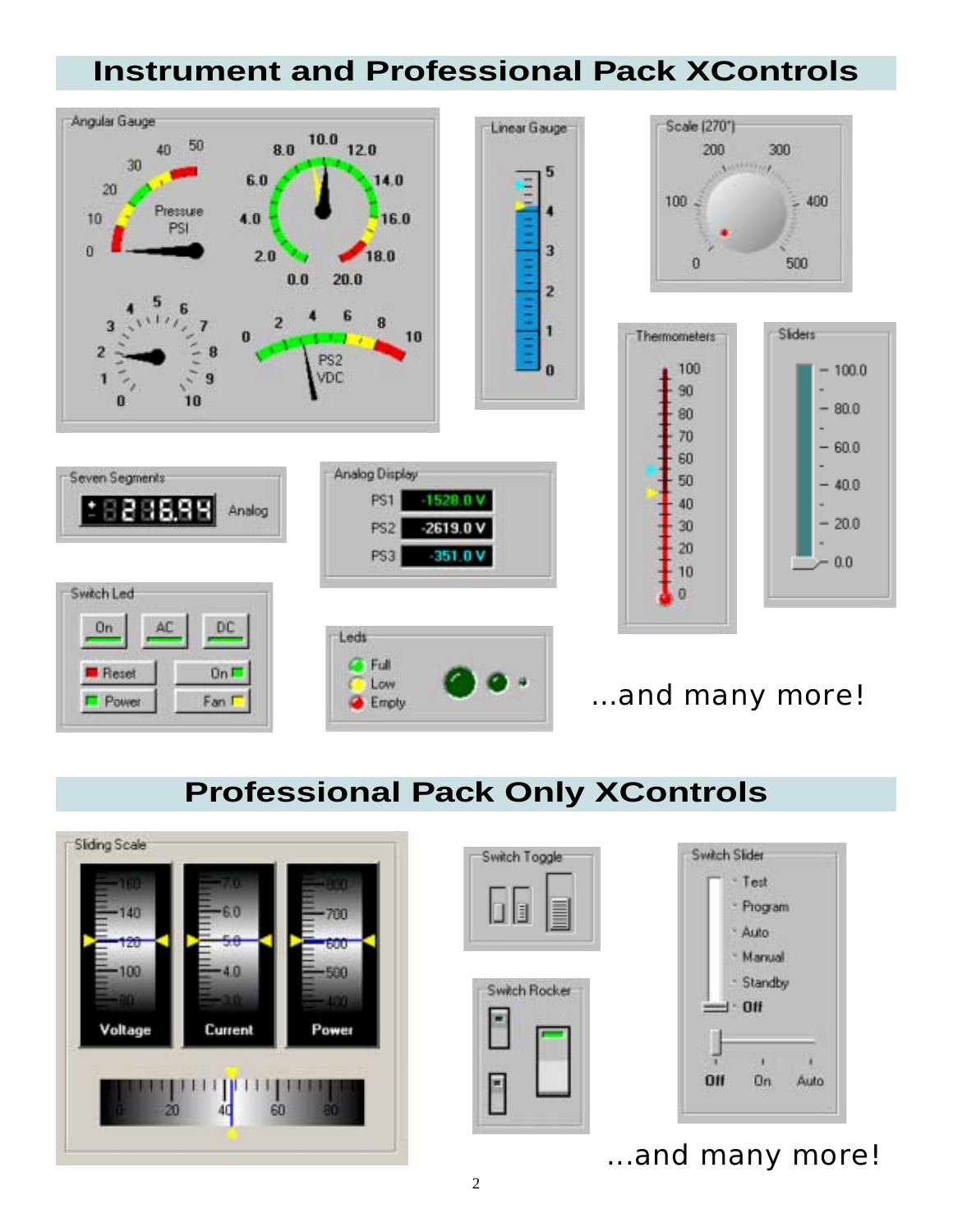# Instrument and Professional Pack XControls

Angular Gauge

0 10 20 30 40 50

Pressure PSI

0.0 2.0 4.0 6.0 8.0 10.0 12.0 14.0 16.0 18.0 20.0

0 1 2 3 4 5 6 7 8 9 10

0 2 4 6 8 10

PS2 VDC

Linear Gauge

0 1 2 3 4 5

Scale (270°)

0 100 200 300 400 500

Thermometers

0 10 20 30 40 50 60 70 80 90 100

Sliders

0.0 20.0 40.0 60.0 80.0 100.0

Seven Segments

Analog

Analog Display

PS1 -1528.0 V

PS2 -2619.0 V

PS3 -351.0 V

Switch Led

On AC DC

Reset On

Power Fan

Leds

Full

Low

Empty

...and many more!

# Professional Pack Only XControls

Sliding Scale

80 100 120 140 160

Voltage

3.0 4.0 5.0 6.0 7.0

Current

400 500 600 700 800

Power

0 20 40 60 80

Switch Toggle

Switch Rocker

Switch Slider

Test

Program

Auto

Manual

Standby

Off

Off On Auto

...and many more!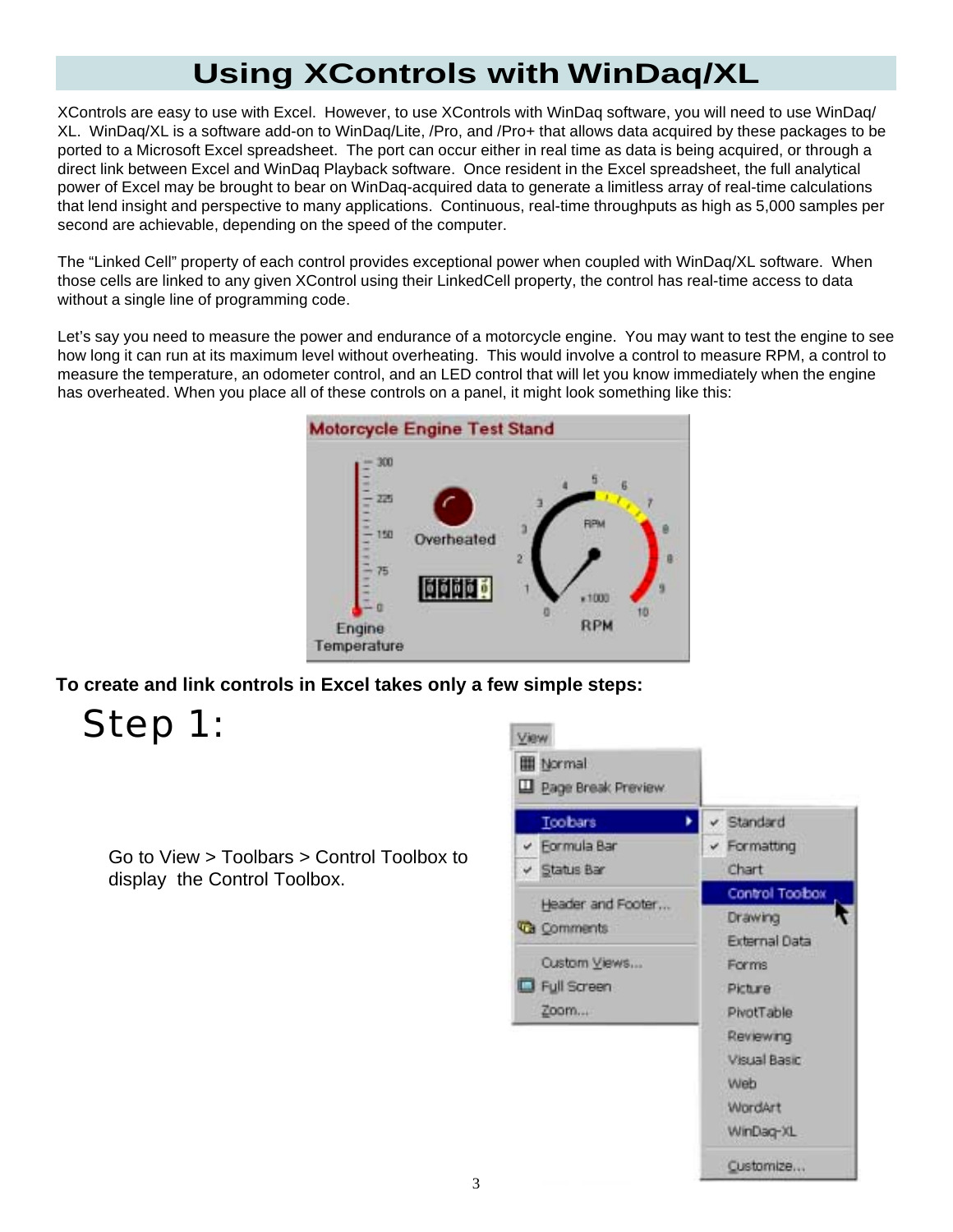# Using XControls with WinDaq/XL

XControls are easy to use with Excel. However, to use XControls with WinDaq software, you will need to use WinDaq/XL. WinDaq/XL is a software add-on to WinDaq/Lite, /Pro, and /Pro+ that allows data acquired by these packages to be ported to a Microsoft Excel spreadsheet. The port can occur either in real time as data is being acquired, or through a direct link between Excel and WinDaq Playback software. Once resident in the Excel spreadsheet, the full analytical power of Excel may be brought to bear on WinDaq-acquired data to generate a limitless array of real-time calculations that lend insight and perspective to many applications. Continuous, real-time throughputs as high as 5,000 samples per second are achievable, depending on the speed of the computer.

The "Linked Cell" property of each control provides exceptional power when coupled with WinDaq/XL software. When those cells are linked to any given XControl using their LinkedCell property, the control has real-time access to data without a single line of programming code.

Let's say you need to measure the power and endurance of a motorcycle engine. You may want to test the engine to see how long it can run at its maximum level without overheating. This would involve a control to measure RPM, a control to measure the temperature, an odometer control, and an LED control that will let you know immediately when the engine has overheated. When you place all of these controls on a panel, it might look something like this:

Motorcycle Engine Test Stand

300
225
150
75
0
Engine Temperature

Overheated

RPM
x1000
RPM

**To create and link controls in Excel takes only a few simple steps:**

## Step 1:

Go to View > Toolbars > Control Toolbox to display the Control Toolbox.

View
Normal
Page Break Preview
Toolbars
Formula Bar
Status Bar
Header and Footer...
Comments
Custom Views...
Full Screen
Zoom...

Standard
Formatting
Chart
Control Toolbox
Drawing
External Data
Forms
Picture
PivotTable
Reviewing
Visual Basic
Web
WordArt
WinDaq-XL
Customize...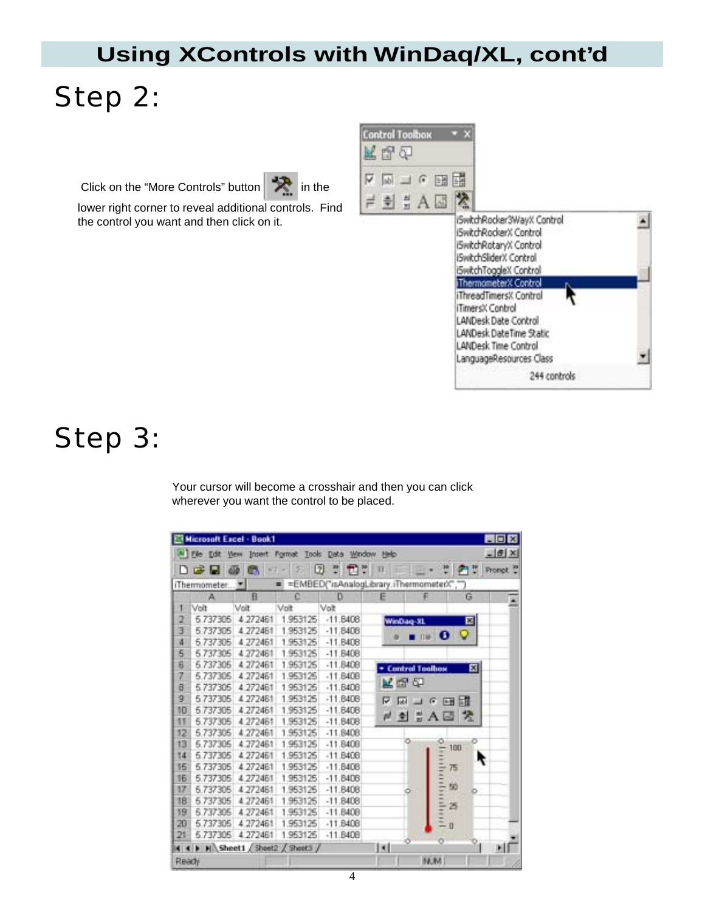# Using XControls with WinDaq/XL, cont'd

## Step 2:

Click on the "More Controls" button in the lower right corner to reveal additional controls. Find the control you want and then click on it.

## Step 3:

Your cursor will become a crosshair and then you can click wherever you want the control to be placed.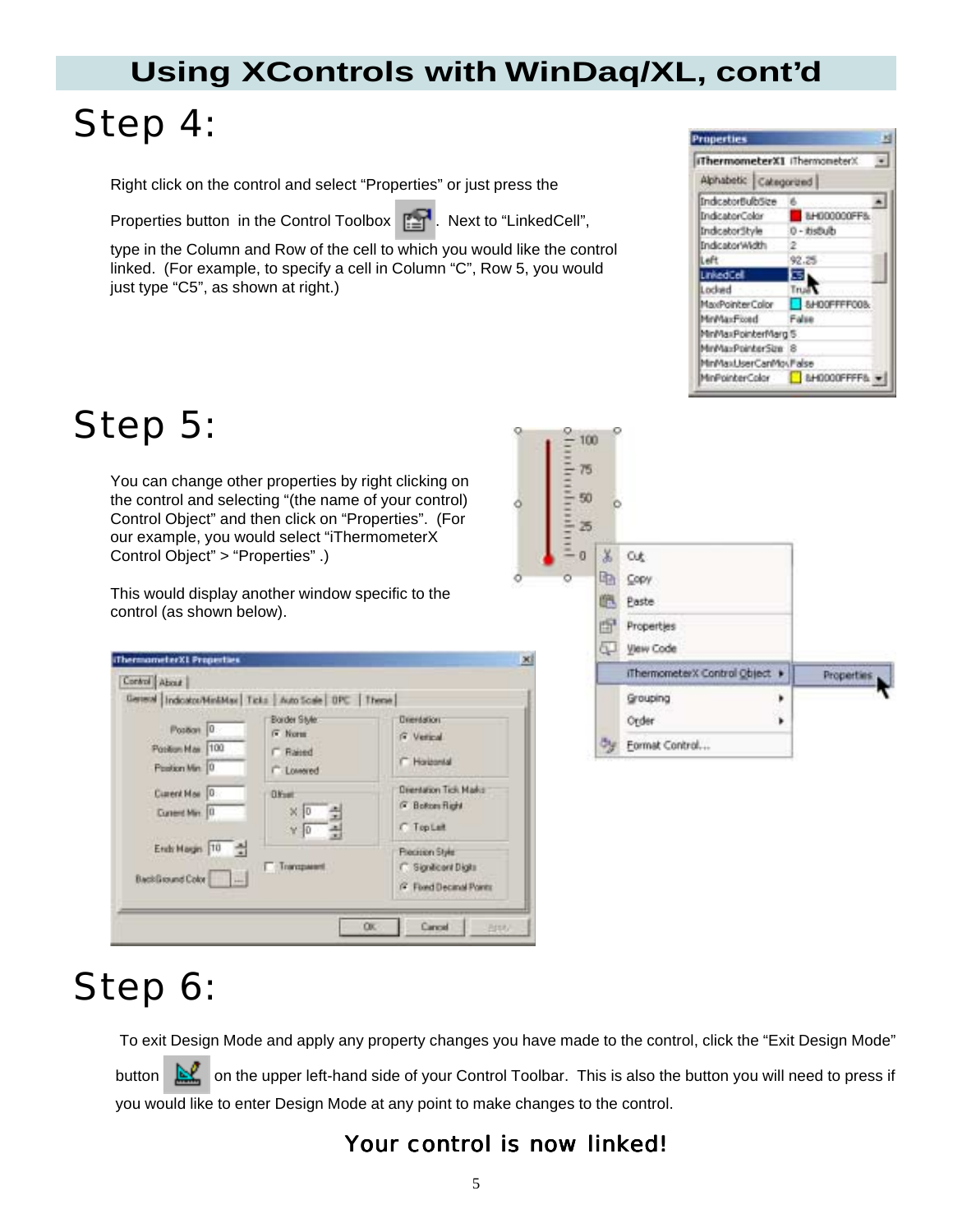# Using XControls with WinDaq/XL, cont'd

## Step 4:

Right click on the control and select “Properties” or just press the Properties button in the Control Toolbox . Next to “LinkedCell”, type in the Column and Row of the cell to which you would like the control linked. (For example, to specify a cell in Column “C”, Row 5, you would just type “C5”, as shown at right.)

## Step 5:

You can change other properties by right clicking on the control and selecting “(the name of your control) Control Object” and then click on “Properties”. (For our example, you would select “iThermometerX Control Object” > “Properties” .)

This would display another window specific to the control (as shown below).

## Step 6:

To exit Design Mode and apply any property changes you have made to the control, click the “Exit Design Mode” button on the upper left-hand side of your Control Toolbar. This is also the button you will need to press if you would like to enter Design Mode at any point to make changes to the control.

**Your control is now linked!**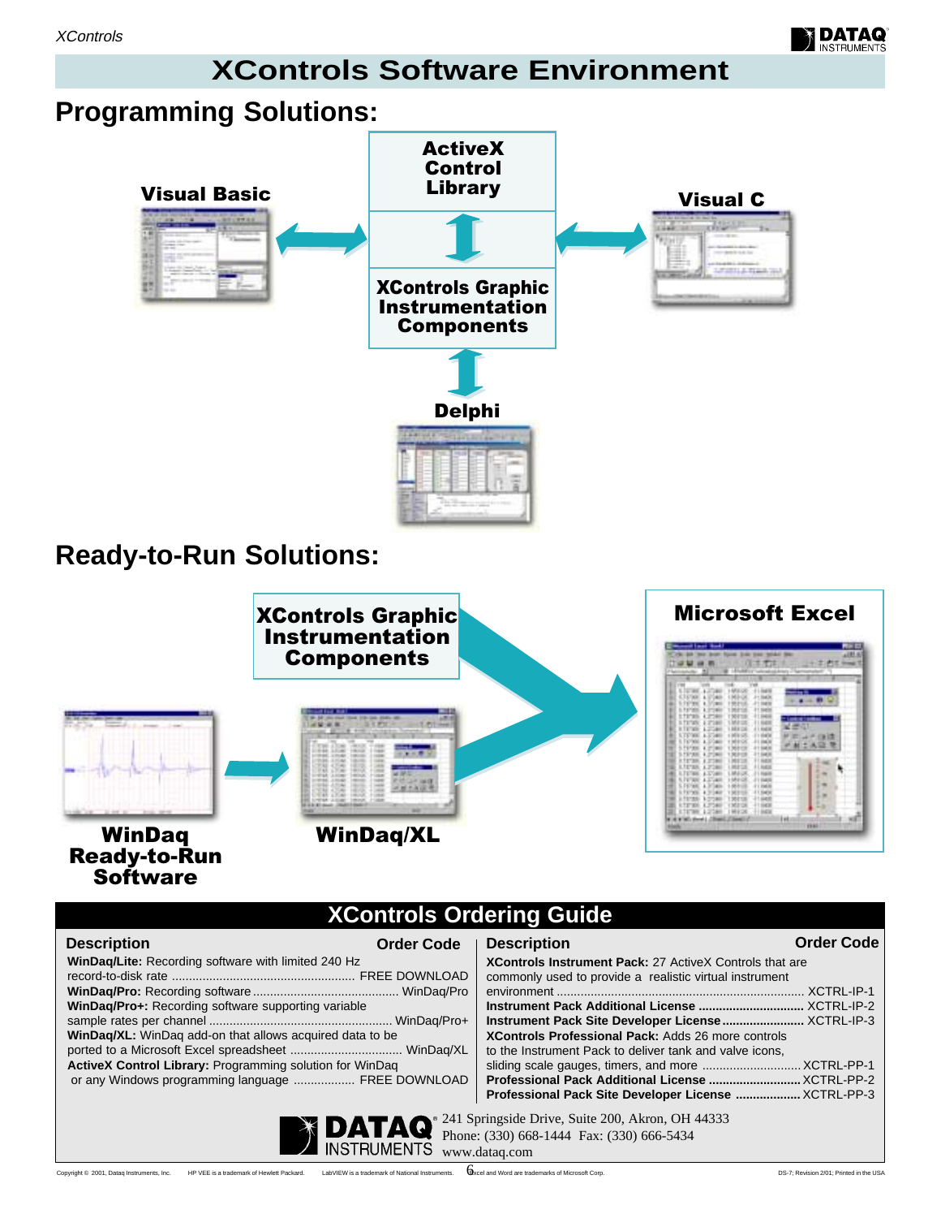# XControls Software Environment

## Programming Solutions:

ActiveX Control Library

Visual Basic

Visual C

XControls Graphic Instrumentation Components

Delphi

## Ready-to-Run Solutions:

XControls Graphic Instrumentation Components

Microsoft Excel

WinDaq Ready-to-Run Software

WinDaq/XL

## XControls Ordering Guide

| Description | Order Code |
|---|---|
| **WinDaq/Lite:** Recording software with limited 240 Hz record-to-disk rate | FREE DOWNLOAD |
| **WinDaq/Pro:** Recording software | WinDaq/Pro |
| **WinDaq/Pro+:** Recording software supporting variable sample rates per channel | WinDaq/Pro+ |
| **WinDaq/XL:** WinDaq add-on that allows acquired data to be ported to a Microsoft Excel spreadsheet | WinDaq/XL |
| **ActiveX Control Library:** Programming solution for WinDaq or any Windows programming language | FREE DOWNLOAD |
| **XControls Instrument Pack:** 27 ActiveX Controls that are commonly used to provide a realistic virtual instrument environment | XCTRL-IP-1 |
| **Instrument Pack Additional License** | XCTRL-IP-2 |
| **Instrument Pack Site Developer License** | XCTRL-IP-3 |
| **XControls Professional Pack:** Adds 26 more controls to the Instrument Pack to deliver tank and valve icons, sliding scale gauges, timers, and more | XCTRL-PP-1 |
| **Professional Pack Additional License** | XCTRL-PP-2 |
| **Professional Pack Site Developer License** | XCTRL-PP-3 |

DATAQ INSTRUMENTS®
241 Springside Drive, Suite 200, Akron, OH 44333
Phone: (330) 668-1444 Fax: (330) 666-5434
www.dataq.com

Copyright © 2001, Dataq Instruments, Inc. HP VEE is a trademark of Hewlett Packard. LabVIEW is a trademark of National Instruments. Excel and Word are trademarks of Microsoft Corp. DS-7; Revision 2/01; Printed in the USA